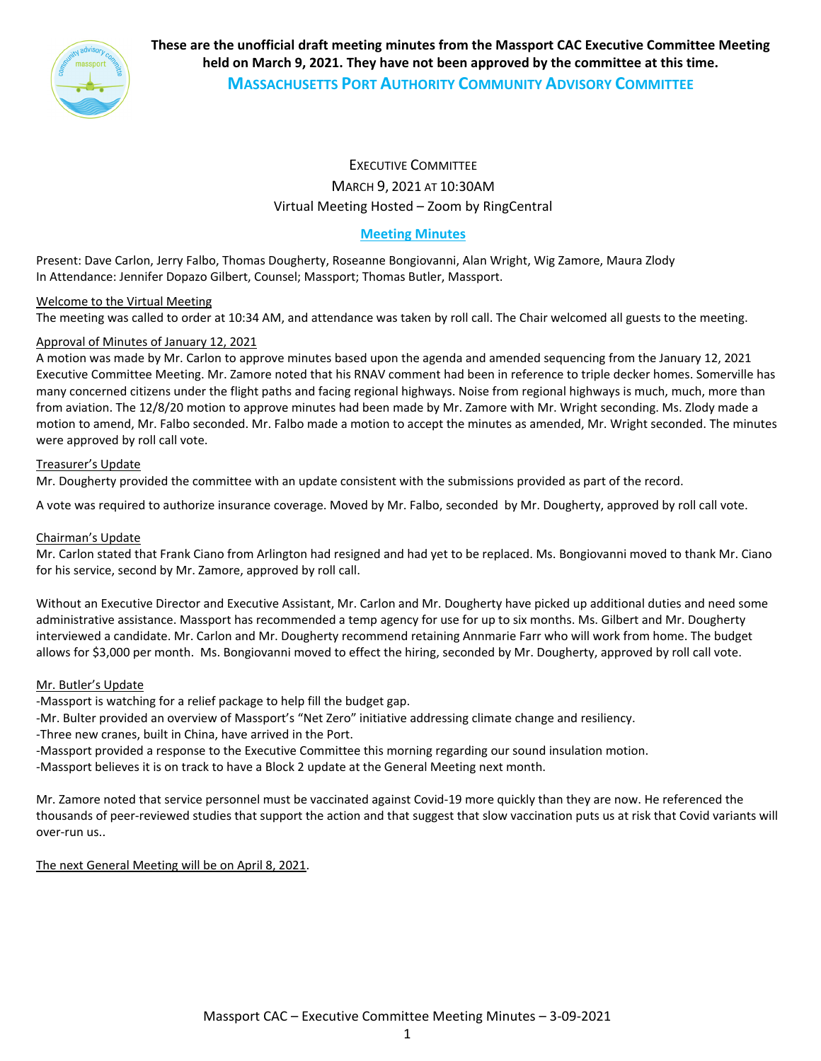**These are the unofficial draft meeting minutes from the Massport CAC Executive Committee Meeting held on March 9, 2021. They have not been approved by the committee at this time.**

# MASSACHUSETTS PORT AUTHORITY COMMUNITY ADVISORY COMMITTEE

EXECUTIVE COMMITTEE
MARCH 9, 2021 AT 10:30AM
Virtual Meeting Hosted – Zoom by RingCentral

## Meeting Minutes

Present: Dave Carlon, Jerry Falbo, Thomas Dougherty, Roseanne Bongiovanni, Alan Wright, Wig Zamore, Maura Zlody
In Attendance: Jennifer Dopazo Gilbert, Counsel; Massport; Thomas Butler, Massport.

Welcome to the Virtual Meeting
The meeting was called to order at 10:34 AM, and attendance was taken by roll call. The Chair welcomed all guests to the meeting.

Approval of Minutes of January 12, 2021
A motion was made by Mr. Carlon to approve minutes based upon the agenda and amended sequencing from the January 12, 2021 Executive Committee Meeting. Mr. Zamore noted that his RNAV comment had been in reference to triple decker homes. Somerville has many concerned citizens under the flight paths and facing regional highways. Noise from regional highways is much, much, more than from aviation. The 12/8/20 motion to approve minutes had been made by Mr. Zamore with Mr. Wright seconding. Ms. Zlody made a motion to amend, Mr. Falbo seconded. Mr. Falbo made a motion to accept the minutes as amended, Mr. Wright seconded. The minutes were approved by roll call vote.

Treasurer's Update
Mr. Dougherty provided the committee with an update consistent with the submissions provided as part of the record.

A vote was required to authorize insurance coverage. Moved by Mr. Falbo, seconded by Mr. Dougherty, approved by roll call vote.

Chairman's Update
Mr. Carlon stated that Frank Ciano from Arlington had resigned and had yet to be replaced. Ms. Bongiovanni moved to thank Mr. Ciano for his service, second by Mr. Zamore, approved by roll call.

Without an Executive Director and Executive Assistant, Mr. Carlon and Mr. Dougherty have picked up additional duties and need some administrative assistance. Massport has recommended a temp agency for use for up to six months. Ms. Gilbert and Mr. Dougherty interviewed a candidate. Mr. Carlon and Mr. Dougherty recommend retaining Annmarie Farr who will work from home. The budget allows for $3,000 per month. Ms. Bongiovanni moved to effect the hiring, seconded by Mr. Dougherty, approved by roll call vote.

Mr. Butler's Update
-Massport is watching for a relief package to help fill the budget gap.
-Mr. Bulter provided an overview of Massport's "Net Zero" initiative addressing climate change and resiliency.
-Three new cranes, built in China, have arrived in the Port.
-Massport provided a response to the Executive Committee this morning regarding our sound insulation motion.
-Massport believes it is on track to have a Block 2 update at the General Meeting next month.

Mr. Zamore noted that service personnel must be vaccinated against Covid-19 more quickly than they are now. He referenced the thousands of peer-reviewed studies that support the action and that suggest that slow vaccination puts us at risk that Covid variants will over-run us..

The next General Meeting will be on April 8, 2021.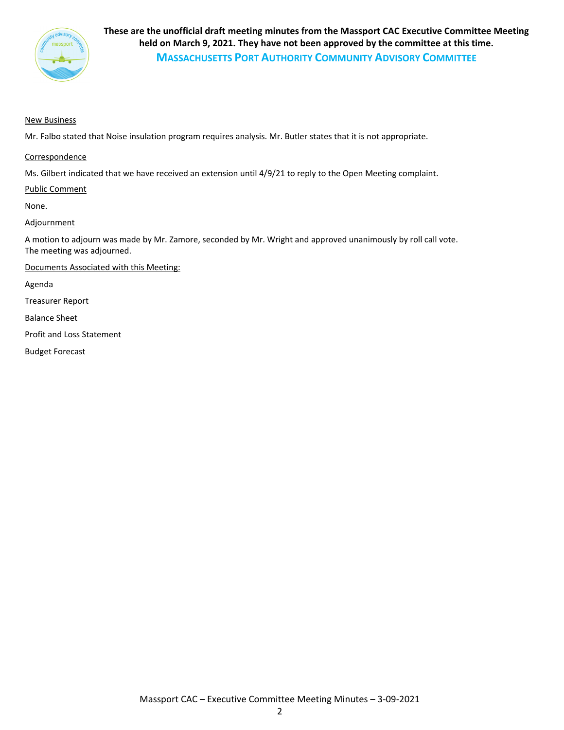**These are the unofficial draft meeting minutes from the Massport CAC Executive Committee Meeting held on March 9, 2021. They have not been approved by the committee at this time.**

**MASSACHUSETTS PORT AUTHORITY COMMUNITY ADVISORY COMMITTEE**

New Business

Mr. Falbo stated that Noise insulation program requires analysis. Mr. Butler states that it is not appropriate.

Correspondence

Ms. Gilbert indicated that we have received an extension until 4/9/21 to reply to the Open Meeting complaint.

Public Comment

None.

Adjournment

A motion to adjourn was made by Mr. Zamore, seconded by Mr. Wright and approved unanimously by roll call vote. The meeting was adjourned.

Documents Associated with this Meeting:

Agenda

Treasurer Report

Balance Sheet

Profit and Loss Statement

Budget Forecast